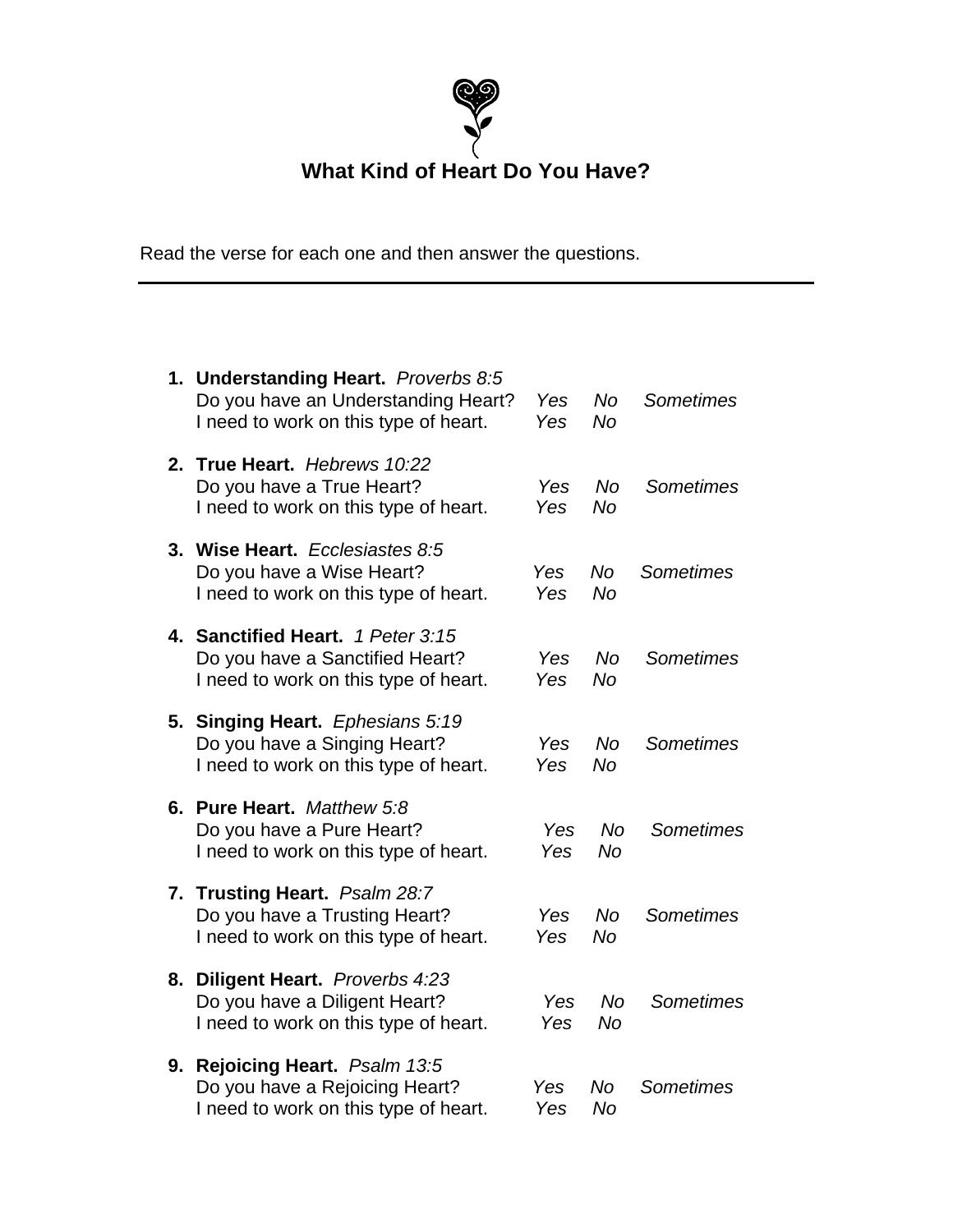# What Kind of Heart Do You Have?

Read the verse for each one and then answer the questions.

---

1. **Understanding Heart.** *Proverbs 8:5*
   Do you have an Understanding Heart? *Yes No Sometimes*
   I need to work on this type of heart. *Yes No*

2. **True Heart.** *Hebrews 10:22*
   Do you have a True Heart? *Yes No Sometimes*
   I need to work on this type of heart. *Yes No*

3. **Wise Heart.** *Ecclesiastes 8:5*
   Do you have a Wise Heart? *Yes No Sometimes*
   I need to work on this type of heart. *Yes No*

4. **Sanctified Heart.** *1 Peter 3:15*
   Do you have a Sanctified Heart? *Yes No Sometimes*
   I need to work on this type of heart. *Yes No*

5. **Singing Heart.** *Ephesians 5:19*
   Do you have a Singing Heart? *Yes No Sometimes*
   I need to work on this type of heart. *Yes No*

6. **Pure Heart.** *Matthew 5:8*
   Do you have a Pure Heart? *Yes No Sometimes*
   I need to work on this type of heart. *Yes No*

7. **Trusting Heart.** *Psalm 28:7*
   Do you have a Trusting Heart? *Yes No Sometimes*
   I need to work on this type of heart. *Yes No*

8. **Diligent Heart.** *Proverbs 4:23*
   Do you have a Diligent Heart? *Yes No Sometimes*
   I need to work on this type of heart. *Yes No*

9. **Rejoicing Heart.** *Psalm 13:5*
   Do you have a Rejoicing Heart? *Yes No Sometimes*
   I need to work on this type of heart. *Yes No*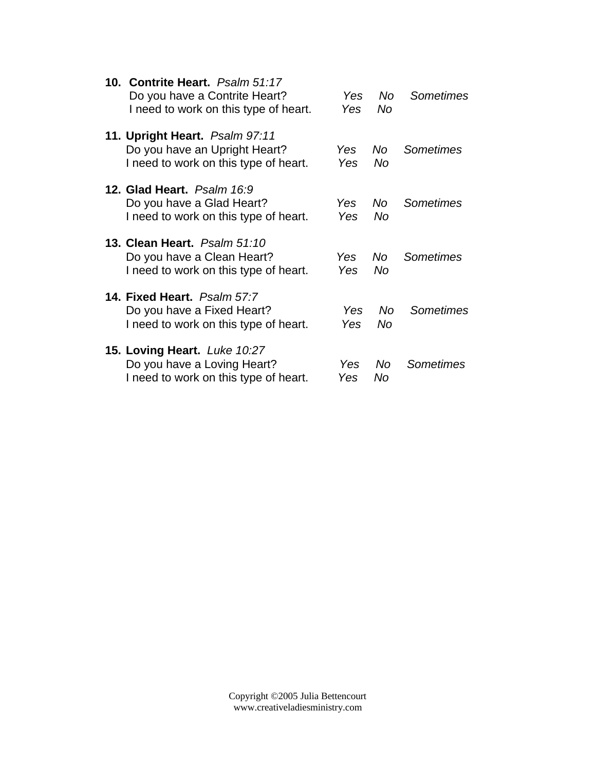10. **Contrite Heart.** *Psalm 51:17*
    Do you have a Contrite Heart? *Yes No Sometimes*
    I need to work on this type of heart. *Yes No*

11. **Upright Heart.** *Psalm 97:11*
    Do you have an Upright Heart? *Yes No Sometimes*
    I need to work on this type of heart. *Yes No*

12. **Glad Heart.** *Psalm 16:9*
    Do you have a Glad Heart? *Yes No Sometimes*
    I need to work on this type of heart. *Yes No*

13. **Clean Heart.** *Psalm 51:10*
    Do you have a Clean Heart? *Yes No Sometimes*
    I need to work on this type of heart. *Yes No*

14. **Fixed Heart.** *Psalm 57:7*
    Do you have a Fixed Heart? *Yes No Sometimes*
    I need to work on this type of heart. *Yes No*

15. **Loving Heart.** *Luke 10:27*
    Do you have a Loving Heart? *Yes No Sometimes*
    I need to work on this type of heart. *Yes No*

Copyright ©2005 Julia Bettencourt
www.creativeladiesministry.com